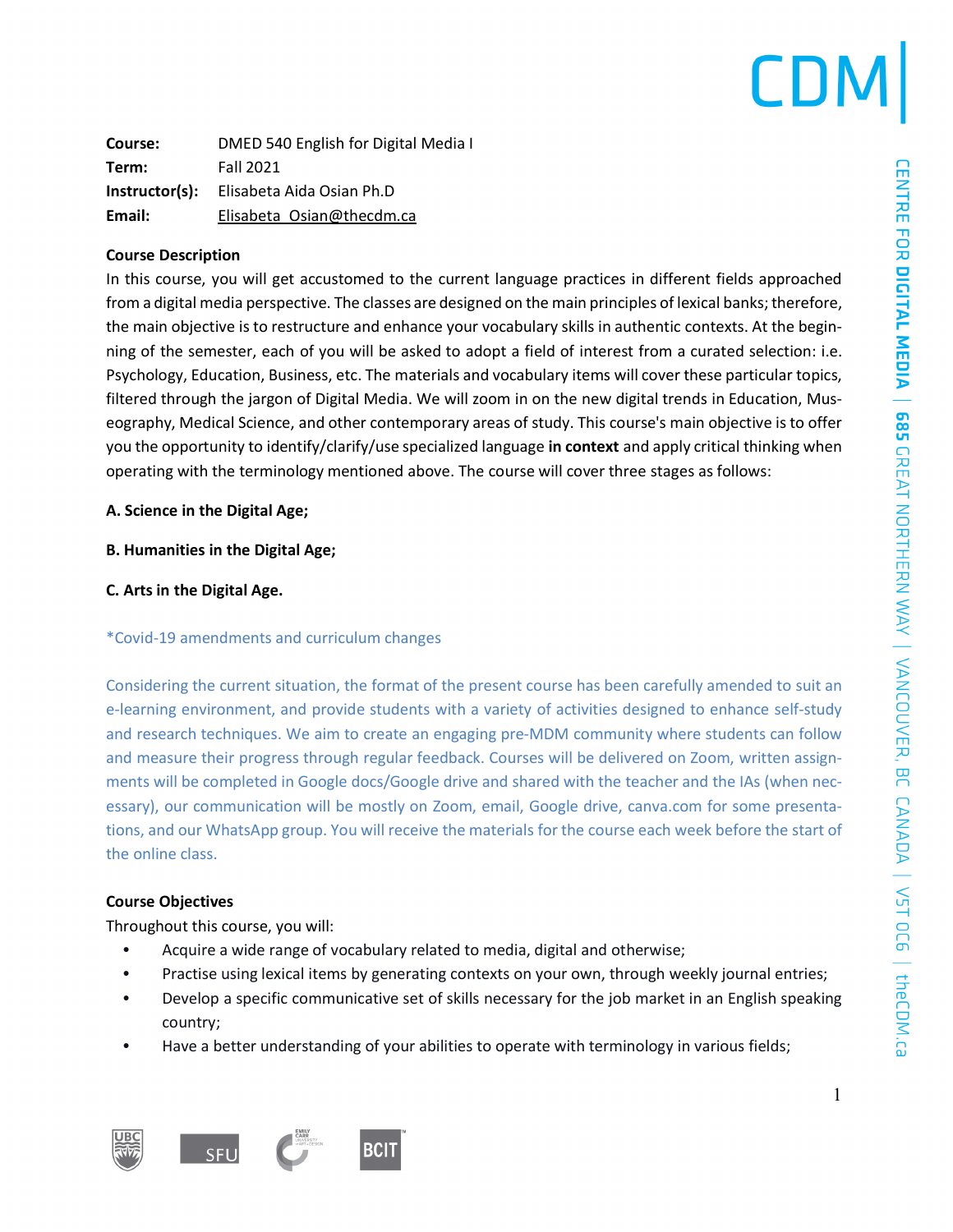**Course:** DMED 540 English for Digital Media I
**Term:** Fall 2021
**Instructor(s):** Elisabeta Aida Osian Ph.D
**Email:** Elisabeta_Osian@thecdm.ca

**Course Description**

In this course, you will get accustomed to the current language practices in different fields approached from a digital media perspective. The classes are designed on the main principles of lexical banks; therefore, the main objective is to restructure and enhance your vocabulary skills in authentic contexts. At the beginning of the semester, each of you will be asked to adopt a field of interest from a curated selection: i.e. Psychology, Education, Business, etc. The materials and vocabulary items will cover these particular topics, filtered through the jargon of Digital Media. We will zoom in on the new digital trends in Education, Museography, Medical Science, and other contemporary areas of study. This course's main objective is to offer you the opportunity to identify/clarify/use specialized language **in context** and apply critical thinking when operating with the terminology mentioned above. The course will cover three stages as follows:

**A. Science in the Digital Age;**

**B. Humanities in the Digital Age;**

**C. Arts in the Digital Age.**

*Covid-19 amendments and curriculum changes

Considering the current situation, the format of the present course has been carefully amended to suit an e-learning environment, and provide students with a variety of activities designed to enhance self-study and research techniques. We aim to create an engaging pre-MDM community where students can follow and measure their progress through regular feedback. Courses will be delivered on Zoom, written assignments will be completed in Google docs/Google drive and shared with the teacher and the IAs (when necessary), our communication will be mostly on Zoom, email, Google drive, canva.com for some presentations, and our WhatsApp group. You will receive the materials for the course each week before the start of the online class.

**Course Objectives**

Throughout this course, you will:

- Acquire a wide range of vocabulary related to media, digital and otherwise;
- Practise using lexical items by generating contexts on your own, through weekly journal entries;
- Develop a specific communicative set of skills necessary for the job market in an English speaking country;
- Have a better understanding of your abilities to operate with terminology in various fields;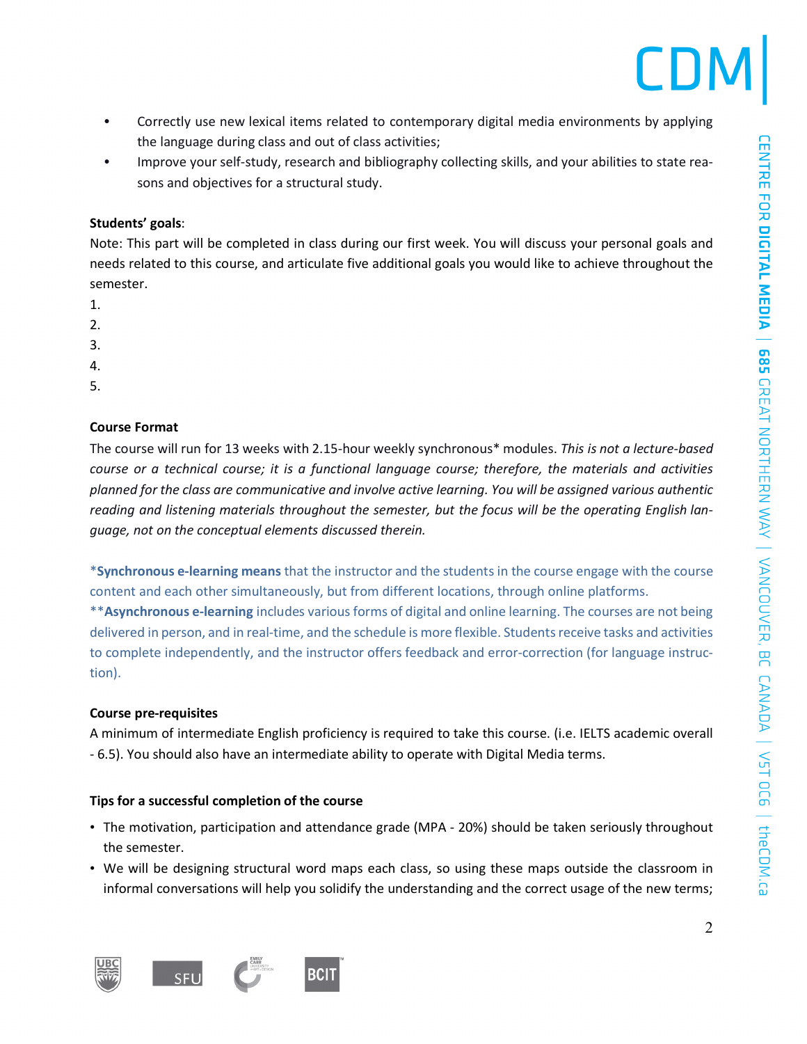- Correctly use new lexical items related to contemporary digital media environments by applying the language during class and out of class activities;
- Improve your self-study, research and bibliography collecting skills, and your abilities to state reasons and objectives for a structural study.

**Students' goals**:
Note: This part will be completed in class during our first week. You will discuss your personal goals and needs related to this course, and articulate five additional goals you would like to achieve throughout the semester.

1.
2.
3.
4.
5.

**Course Format**

The course will run for 13 weeks with 2.15-hour weekly synchronous* modules. *This is not a lecture-based course or a technical course; it is a functional language course; therefore, the materials and activities planned for the class are communicative and involve active learning. You will be assigned various authentic reading and listening materials throughout the semester, but the focus will be the operating English language, not on the conceptual elements discussed therein.*

***Synchronous e-learning means** that the instructor and the students in the course engage with the course content and each other simultaneously, but from different locations, through online platforms.
****Asynchronous e-learning** includes various forms of digital and online learning. The courses are not being delivered in person, and in real-time, and the schedule is more flexible. Students receive tasks and activities to complete independently, and the instructor offers feedback and error-correction (for language instruction).

**Course pre-requisites**

A minimum of intermediate English proficiency is required to take this course. (i.e. IELTS academic overall - 6.5). You should also have an intermediate ability to operate with Digital Media terms.

**Tips for a successful completion of the course**

- The motivation, participation and attendance grade (MPA - 20%) should be taken seriously throughout the semester.
- We will be designing structural word maps each class, so using these maps outside the classroom in informal conversations will help you solidify the understanding and the correct usage of the new terms;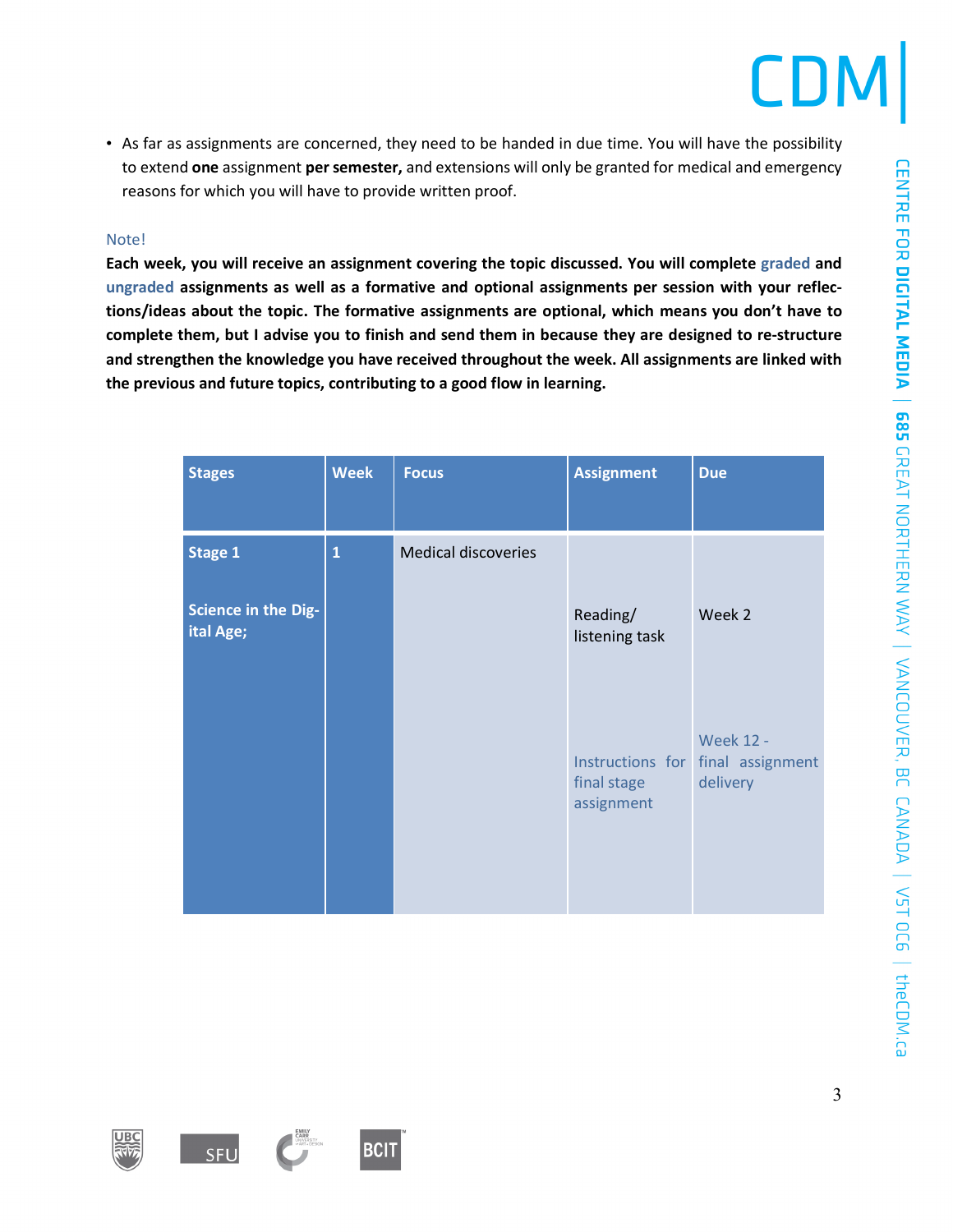- As far as assignments are concerned, they need to be handed in due time. You will have the possibility to extend **one** assignment **per semester,** and extensions will only be granted for medical and emergency reasons for which you will have to provide written proof.

Note!

**Each week, you will receive an assignment covering the topic discussed. You will complete graded and ungraded assignments as well as a formative and optional assignments per session with your reflections/ideas about the topic. The formative assignments are optional, which means you don't have to complete them, but I advise you to finish and send them in because they are designed to re-structure and strengthen the knowledge you have received throughout the week. All assignments are linked with the previous and future topics, contributing to a good flow in learning.**

| Stages | Week | Focus | Assignment | Due |
|---|---|---|---|---|
| **Stage 1**<br><br>**Science in the Digital Age;** | **1** | Medical discoveries | Reading/ listening task<br><br>Instructions for final stage assignment | Week 2<br><br>Week 12 - final assignment delivery |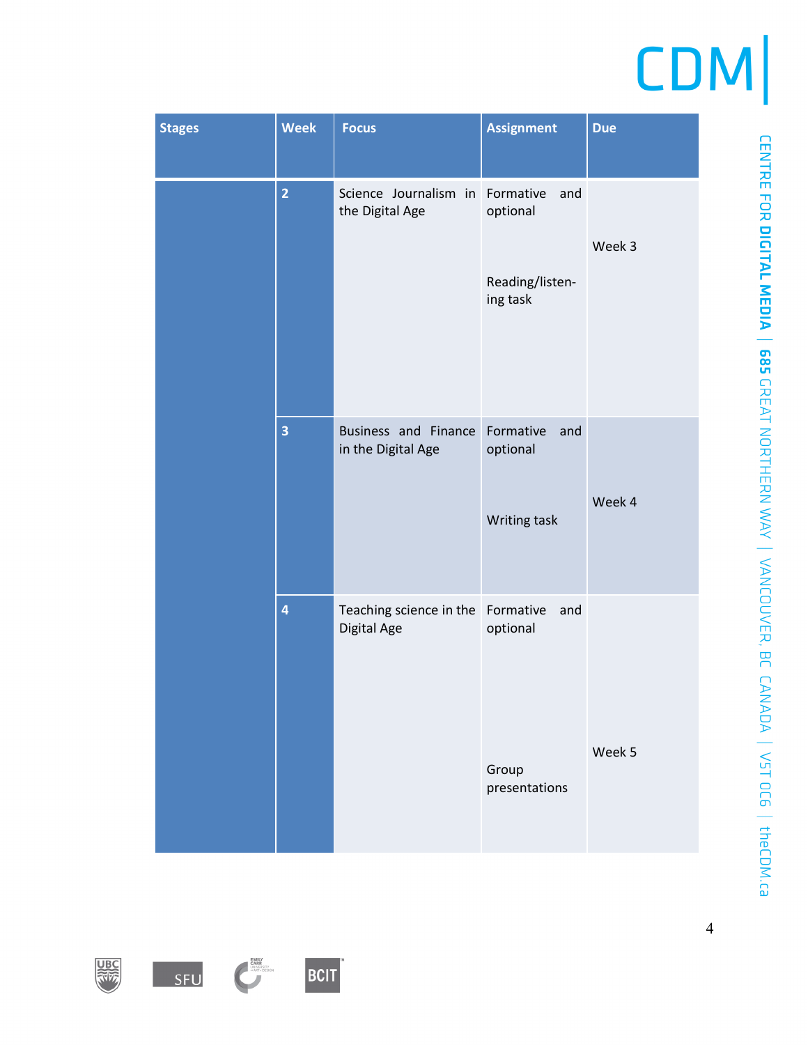| Stages | Week | Focus | Assignment | Due |
| --- | --- | --- | --- | --- |
| | 2 | Science Journalism in the Digital Age | Formative and optional<br><br>Reading/listen-ing task | Week 3 |
| | 3 | Business and Finance in the Digital Age | Formative and optional<br><br>Writing task | Week 4 |
| | 4 | Teaching science in the Digital Age | Formative and optional<br><br>Group presentations | Week 5 |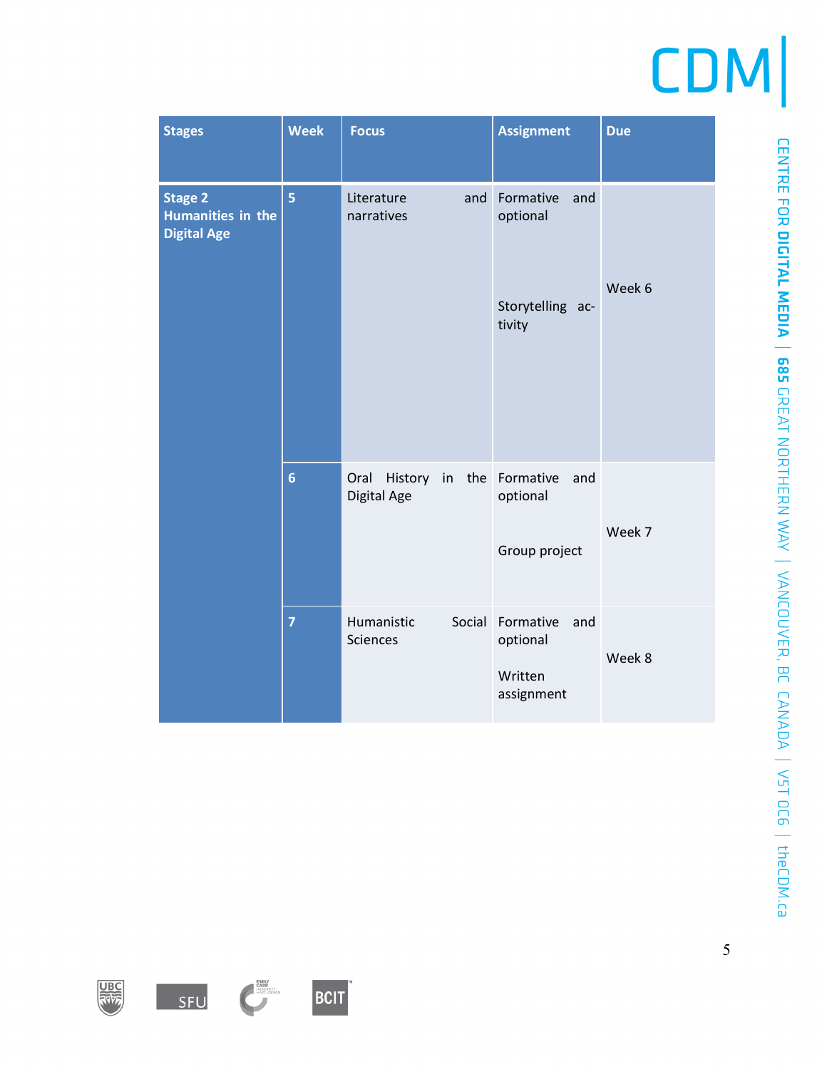| Stages | Week | Focus | Assignment | Due |
|---|---|---|---|---|
| **Stage 2 Humanities in the Digital Age** | **5** | Literature and narratives | Formative and optional<br><br>Storytelling activity | Week 6 |
| | **6** | Oral History in the Digital Age | Formative and optional<br><br>Group project | Week 7 |
| | **7** | Humanistic Social Sciences | Formative and optional<br><br>Written assignment | Week 8 |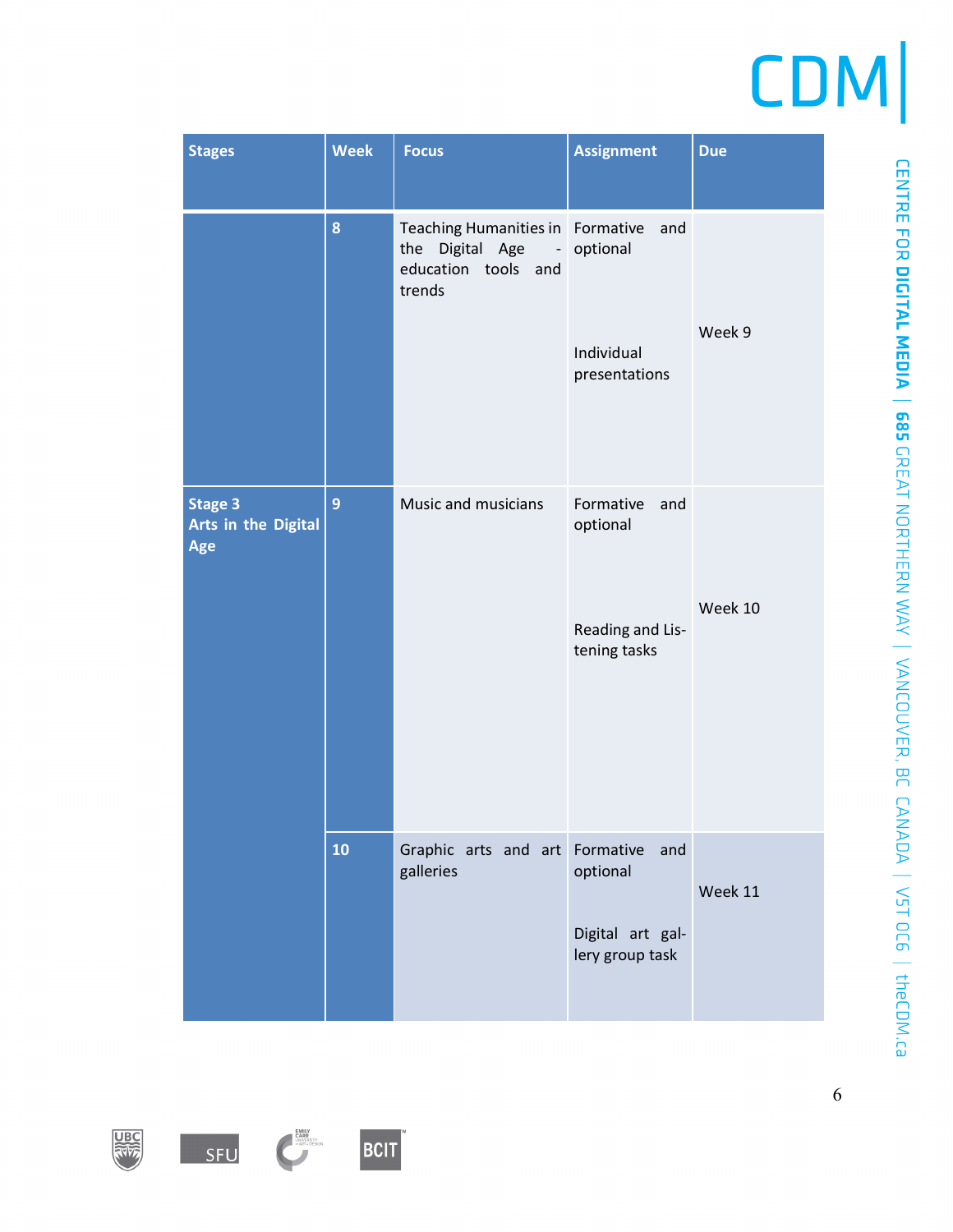| Stages | Week | Focus | Assignment | Due |
|---|---|---|---|---|
| | 8 | Teaching Humanities in the Digital Age - education tools and trends | Formative and optional<br><br>Individual presentations | Week 9 |
| **Stage 3**<br>**Arts in the Digital Age** | 9 | Music and musicians | Formative and optional<br><br>Reading and Listening tasks | Week 10 |
| | 10 | Graphic arts and art galleries | Formative and optional<br><br>Digital art gallery group task | Week 11 |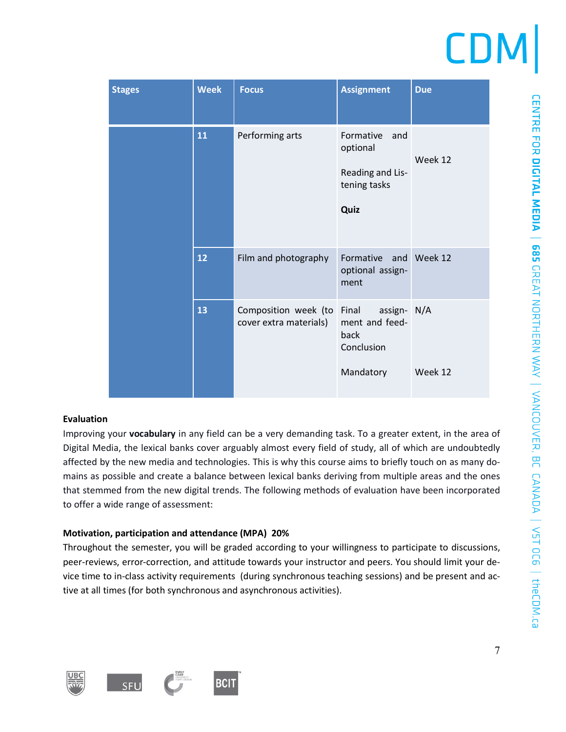| Stages | Week | Focus | Assignment | Due |
|---|---|---|---|---|
| | 11 | Performing arts | Formative and optional<br><br>Reading and Listening tasks<br><br>**Quiz** | Week 12 |
| | 12 | Film and photography | Formative and optional assignment | Week 12 |
| | 13 | Composition week (to cover extra materials) | Final assignment and feedback<br>Conclusion<br><br>Mandatory | N/A<br><br><br><br>Week 12 |

**Evaluation**

Improving your **vocabulary** in any field can be a very demanding task. To a greater extent, in the area of Digital Media, the lexical banks cover arguably almost every field of study, all of which are undoubtedly affected by the new media and technologies. This is why this course aims to briefly touch on as many domains as possible and create a balance between lexical banks deriving from multiple areas and the ones that stemmed from the new digital trends. The following methods of evaluation have been incorporated to offer a wide range of assessment:

**Motivation, participation and attendance (MPA) 20%**

Throughout the semester, you will be graded according to your willingness to participate to discussions, peer-reviews, error-correction, and attitude towards your instructor and peers. You should limit your device time to in-class activity requirements (during synchronous teaching sessions) and be present and active at all times (for both synchronous and asynchronous activities).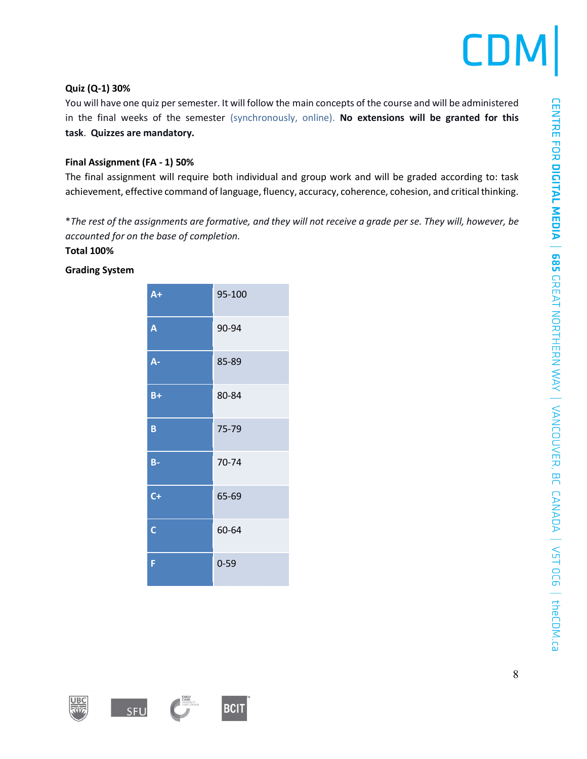**Quiz (Q-1) 30%**

You will have one quiz per semester. It will follow the main concepts of the course and will be administered in the final weeks of the semester (synchronously, online). **No extensions will be granted for this task**. **Quizzes are mandatory.**

**Final Assignment (FA - 1) 50%**

The final assignment will require both individual and group work and will be graded according to: task achievement, effective command of language, fluency, accuracy, coherence, cohesion, and critical thinking.

**The rest of the assignments are formative, and they will not receive a grade per se. They will, however, be accounted for on the base of completion.*

**Total 100%**

**Grading System**

| Grade | Range |
|---|---|
| **A+** | 95-100 |
| **A** | 90-94 |
| **A-** | 85-89 |
| **B+** | 80-84 |
| **B** | 75-79 |
| **B-** | 70-74 |
| **C+** | 65-69 |
| **C** | 60-64 |
| **F** | 0-59 |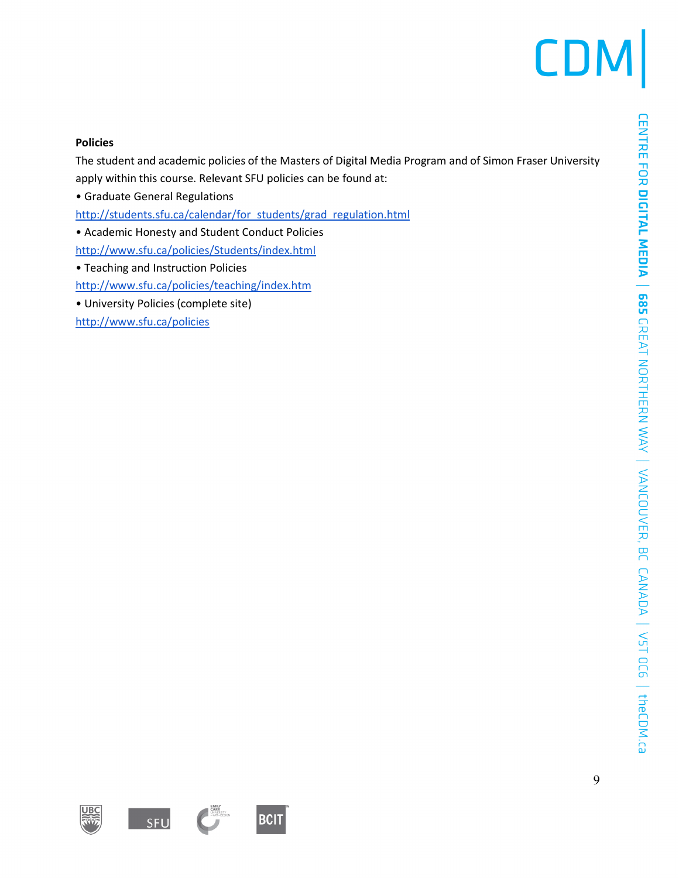**Policies**

The student and academic policies of the Masters of Digital Media Program and of Simon Fraser University apply within this course. Relevant SFU policies can be found at:

- Graduate General Regulations
  http://students.sfu.ca/calendar/for_students/grad_regulation.html
- Academic Honesty and Student Conduct Policies
  http://www.sfu.ca/policies/Students/index.html
- Teaching and Instruction Policies
  http://www.sfu.ca/policies/teaching/index.htm
- University Policies (complete site)
  http://www.sfu.ca/policies